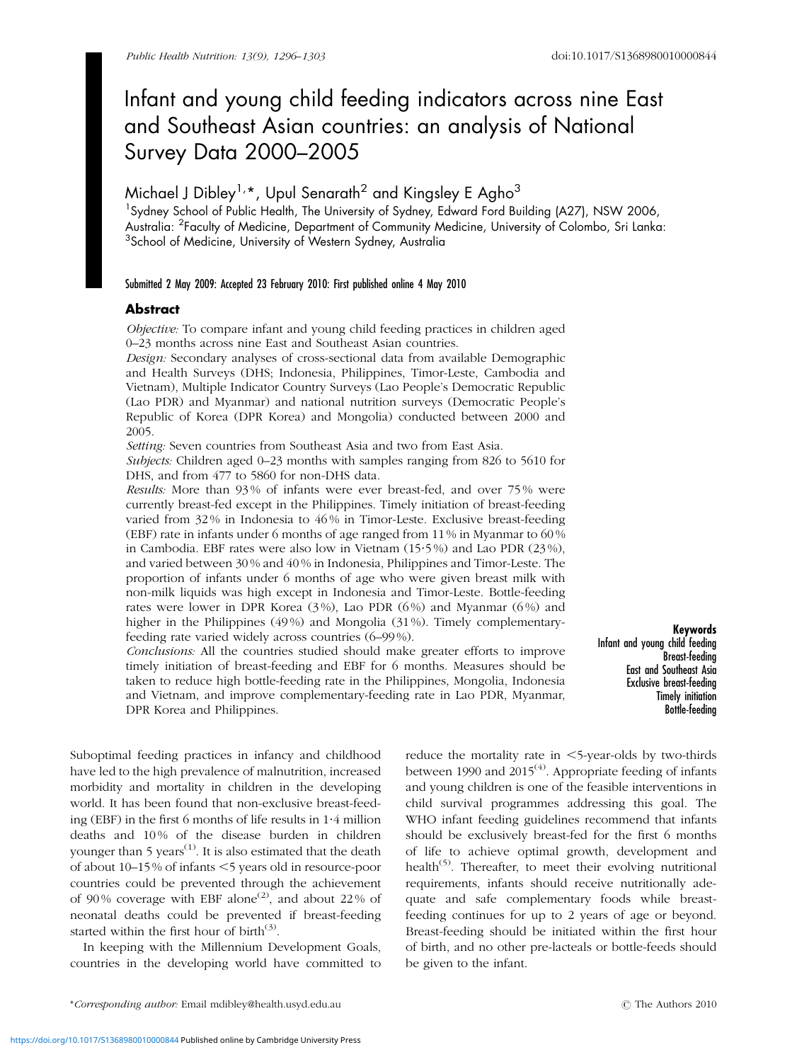# Infant and young child feeding indicators across nine East and Southeast Asian countries: an analysis of National Survey Data 2000–2005

Michael J Dibley[1,*], Upul Senarath[2] and Kingsley E Agho[3]

[1]Sydney School of Public Health, The University of Sydney, Edward Ford Building (A27), NSW 2006, Australia: [2]Faculty of Medicine, Department of Community Medicine, University of Colombo, Sri Lanka: [3]School of Medicine, University of Western Sydney, Australia

**Submitted 2 May 2009: Accepted 23 February 2010: First published online 4 May 2010**

## Abstract

*Objective:* To compare infant and young child feeding practices in children aged 0–23 months across nine East and Southeast Asian countries.

*Design:* Secondary analyses of cross-sectional data from available Demographic and Health Surveys (DHS; Indonesia, Philippines, Timor-Leste, Cambodia and Vietnam), Multiple Indicator Country Surveys (Lao People's Democratic Republic (Lao PDR) and Myanmar) and national nutrition surveys (Democratic People's Republic of Korea (DPR Korea) and Mongolia) conducted between 2000 and 2005.

*Setting:* Seven countries from Southeast Asia and two from East Asia.

*Subjects:* Children aged 0–23 months with samples ranging from 826 to 5610 for DHS, and from 477 to 5860 for non-DHS data.

*Results:* More than 93 % of infants were ever breast-fed, and over 75 % were currently breast-fed except in the Philippines. Timely initiation of breast-feeding varied from 32 % in Indonesia to 46 % in Timor-Leste. Exclusive breast-feeding (EBF) rate in infants under 6 months of age ranged from 11 % in Myanmar to 60 % in Cambodia. EBF rates were also low in Vietnam (15·5 %) and Lao PDR (23 %), and varied between 30 % and 40 % in Indonesia, Philippines and Timor-Leste. The proportion of infants under 6 months of age who were given breast milk with non-milk liquids was high except in Indonesia and Timor-Leste. Bottle-feeding rates were lower in DPR Korea (3 %), Lao PDR (6 %) and Myanmar (6 %) and higher in the Philippines (49 %) and Mongolia (31 %). Timely complementary-feeding rate varied widely across countries (6–99 %).

*Conclusions:* All the countries studied should make greater efforts to improve timely initiation of breast-feeding and EBF for 6 months. Measures should be taken to reduce high bottle-feeding rate in the Philippines, Mongolia, Indonesia and Vietnam, and improve complementary-feeding rate in Lao PDR, Myanmar, DPR Korea and Philippines.

**Keywords**
Infant and young child feeding
Breast-feeding
East and Southeast Asia
Exclusive breast-feeding
Timely initiation
Bottle-feeding

Suboptimal feeding practices in infancy and childhood have led to the high prevalence of malnutrition, increased morbidity and mortality in children in the developing world. It has been found that non-exclusive breast-feeding (EBF) in the first 6 months of life results in 1·4 million deaths and 10 % of the disease burden in children younger than 5 years[1]. It is also estimated that the death of about 10–15 % of infants <5 years old in resource-poor countries could be prevented through the achievement of 90 % coverage with EBF alone[2], and about 22 % of neonatal deaths could be prevented if breast-feeding started within the first hour of birth[3].

In keeping with the Millennium Development Goals, countries in the developing world have committed to reduce the mortality rate in <5-year-olds by two-thirds between 1990 and 2015[4]. Appropriate feeding of infants and young children is one of the feasible interventions in child survival programmes addressing this goal. The WHO infant feeding guidelines recommend that infants should be exclusively breast-fed for the first 6 months of life to achieve optimal growth, development and health[5]. Thereafter, to meet their evolving nutritional requirements, infants should receive nutritionally adequate and safe complementary foods while breast-feeding continues for up to 2 years of age or beyond. Breast-feeding should be initiated within the first hour of birth, and no other pre-lacteals or bottle-feeds should be given to the infant.

*Corresponding author: Email mdibley@health.usyd.edu.au

© The Authors 2010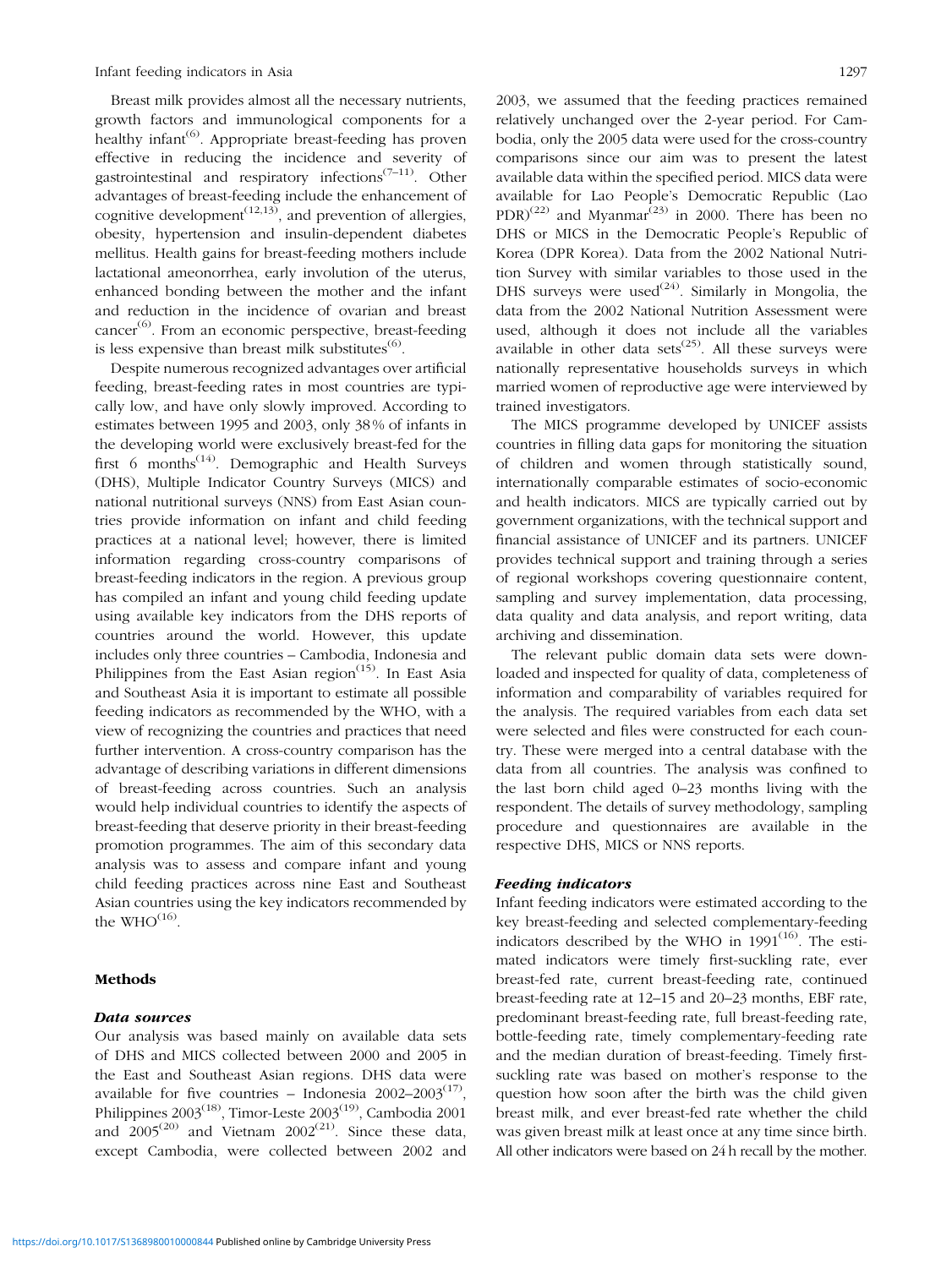Breast milk provides almost all the necessary nutrients, growth factors and immunological components for a healthy infant[6]. Appropriate breast-feeding has proven effective in reducing the incidence and severity of gastrointestinal and respiratory infections[7–11]. Other advantages of breast-feeding include the enhancement of cognitive development[12,13], and prevention of allergies, obesity, hypertension and insulin-dependent diabetes mellitus. Health gains for breast-feeding mothers include lactational ameonorrhea, early involution of the uterus, enhanced bonding between the mother and the infant and reduction in the incidence of ovarian and breast cancer[6]. From an economic perspective, breast-feeding is less expensive than breast milk substitutes[6].

Despite numerous recognized advantages over artificial feeding, breast-feeding rates in most countries are typically low, and have only slowly improved. According to estimates between 1995 and 2003, only 38 % of infants in the developing world were exclusively breast-fed for the first 6 months[14]. Demographic and Health Surveys (DHS), Multiple Indicator Country Surveys (MICS) and national nutritional surveys (NNS) from East Asian countries provide information on infant and child feeding practices at a national level; however, there is limited information regarding cross-country comparisons of breast-feeding indicators in the region. A previous group has compiled an infant and young child feeding update using available key indicators from the DHS reports of countries around the world. However, this update includes only three countries – Cambodia, Indonesia and Philippines from the East Asian region[15]. In East Asia and Southeast Asia it is important to estimate all possible feeding indicators as recommended by the WHO, with a view of recognizing the countries and practices that need further intervention. A cross-country comparison has the advantage of describing variations in different dimensions of breast-feeding across countries. Such an analysis would help individual countries to identify the aspects of breast-feeding that deserve priority in their breast-feeding promotion programmes. The aim of this secondary data analysis was to assess and compare infant and young child feeding practices across nine East and Southeast Asian countries using the key indicators recommended by the WHO[16].

## Methods

### *Data sources*

Our analysis was based mainly on available data sets of DHS and MICS collected between 2000 and 2005 in the East and Southeast Asian regions. DHS data were available for five countries – Indonesia 2002–2003[17], Philippines 2003[18], Timor-Leste 2003[19], Cambodia 2001 and 2005[20] and Vietnam 2002[21]. Since these data, except Cambodia, were collected between 2002 and 2003, we assumed that the feeding practices remained relatively unchanged over the 2-year period. For Cambodia, only the 2005 data were used for the cross-country comparisons since our aim was to present the latest available data within the specified period. MICS data were available for Lao People's Democratic Republic (Lao PDR)[22] and Myanmar[23] in 2000. There has been no DHS or MICS in the Democratic People's Republic of Korea (DPR Korea). Data from the 2002 National Nutrition Survey with similar variables to those used in the DHS surveys were used[24]. Similarly in Mongolia, the data from the 2002 National Nutrition Assessment were used, although it does not include all the variables available in other data sets[25]. All these surveys were nationally representative households surveys in which married women of reproductive age were interviewed by trained investigators.

The MICS programme developed by UNICEF assists countries in filling data gaps for monitoring the situation of children and women through statistically sound, internationally comparable estimates of socio-economic and health indicators. MICS are typically carried out by government organizations, with the technical support and financial assistance of UNICEF and its partners. UNICEF provides technical support and training through a series of regional workshops covering questionnaire content, sampling and survey implementation, data processing, data quality and data analysis, and report writing, data archiving and dissemination.

The relevant public domain data sets were downloaded and inspected for quality of data, completeness of information and comparability of variables required for the analysis. The required variables from each data set were selected and files were constructed for each country. These were merged into a central database with the data from all countries. The analysis was confined to the last born child aged 0–23 months living with the respondent. The details of survey methodology, sampling procedure and questionnaires are available in the respective DHS, MICS or NNS reports.

### *Feeding indicators*

Infant feeding indicators were estimated according to the key breast-feeding and selected complementary-feeding indicators described by the WHO in 1991[16]. The estimated indicators were timely first-suckling rate, ever breast-fed rate, current breast-feeding rate, continued breast-feeding rate at 12–15 and 20–23 months, EBF rate, predominant breast-feeding rate, full breast-feeding rate, bottle-feeding rate, timely complementary-feeding rate and the median duration of breast-feeding. Timely first-suckling rate was based on mother's response to the question how soon after the birth was the child given breast milk, and ever breast-fed rate whether the child was given breast milk at least once at any time since birth. All other indicators were based on 24 h recall by the mother.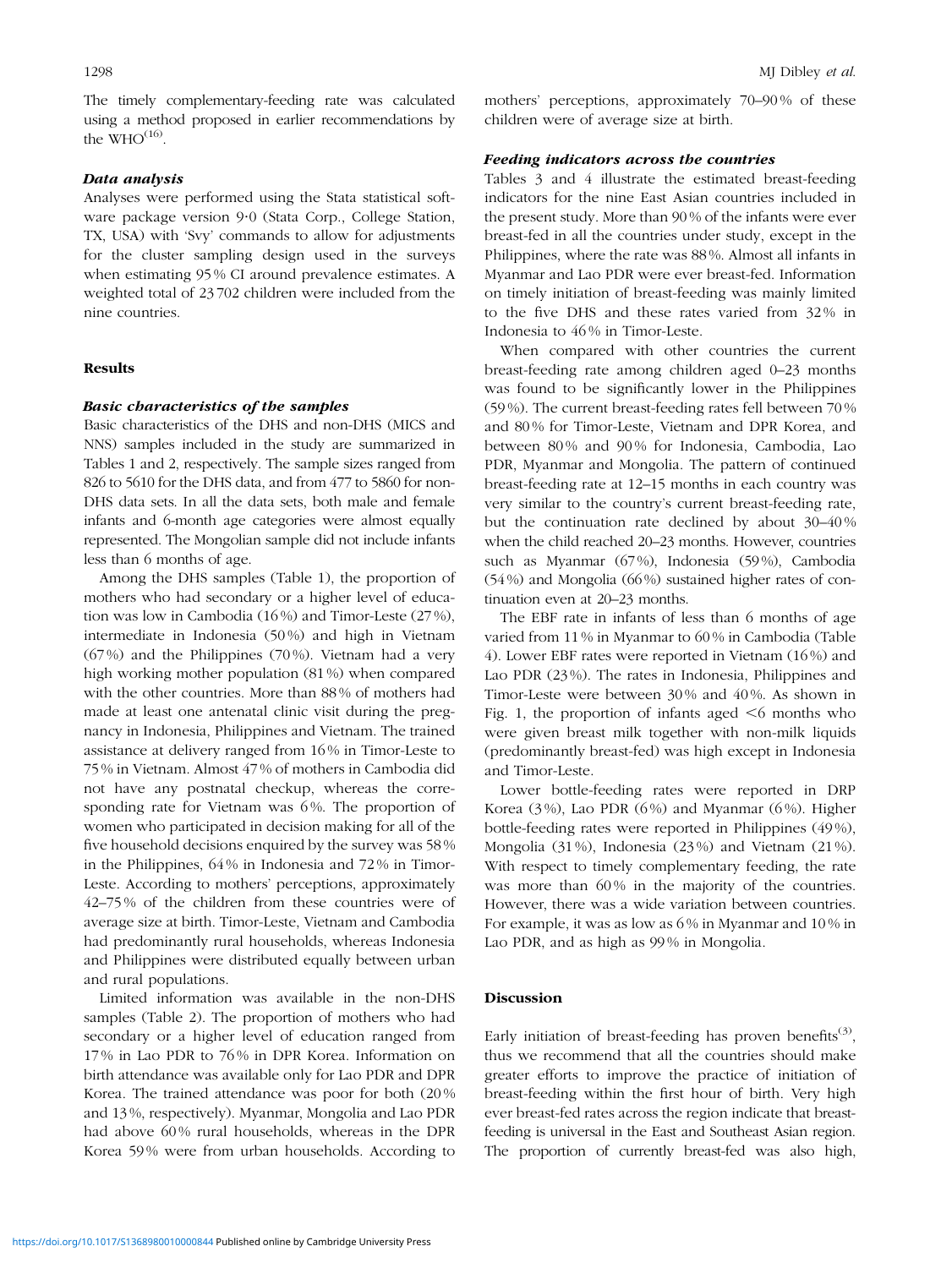The timely complementary-feeding rate was calculated using a method proposed in earlier recommendations by the WHO[16].

### *Data analysis*

Analyses were performed using the Stata statistical software package version 9·0 (Stata Corp., College Station, TX, USA) with 'Svy' commands to allow for adjustments for the cluster sampling design used in the surveys when estimating 95 % CI around prevalence estimates. A weighted total of 23 702 children were included from the nine countries.

## Results

### *Basic characteristics of the samples*

Basic characteristics of the DHS and non-DHS (MICS and NNS) samples included in the study are summarized in Tables 1 and 2, respectively. The sample sizes ranged from 826 to 5610 for the DHS data, and from 477 to 5860 for non-DHS data sets. In all the data sets, both male and female infants and 6-month age categories were almost equally represented. The Mongolian sample did not include infants less than 6 months of age.

Among the DHS samples (Table 1), the proportion of mothers who had secondary or a higher level of education was low in Cambodia (16 %) and Timor-Leste (27 %), intermediate in Indonesia (50 %) and high in Vietnam (67 %) and the Philippines (70 %). Vietnam had a very high working mother population (81 %) when compared with the other countries. More than 88 % of mothers had made at least one antenatal clinic visit during the pregnancy in Indonesia, Philippines and Vietnam. The trained assistance at delivery ranged from 16 % in Timor-Leste to 75 % in Vietnam. Almost 47 % of mothers in Cambodia did not have any postnatal checkup, whereas the corresponding rate for Vietnam was 6 %. The proportion of women who participated in decision making for all of the five household decisions enquired by the survey was 58 % in the Philippines, 64 % in Indonesia and 72 % in Timor-Leste. According to mothers' perceptions, approximately 42–75 % of the children from these countries were of average size at birth. Timor-Leste, Vietnam and Cambodia had predominantly rural households, whereas Indonesia and Philippines were distributed equally between urban and rural populations.

Limited information was available in the non-DHS samples (Table 2). The proportion of mothers who had secondary or a higher level of education ranged from 17 % in Lao PDR to 76 % in DPR Korea. Information on birth attendance was available only for Lao PDR and DPR Korea. The trained attendance was poor for both (20 % and 13 %, respectively). Myanmar, Mongolia and Lao PDR had above 60 % rural households, whereas in the DPR Korea 59 % were from urban households. According to mothers' perceptions, approximately 70–90 % of these children were of average size at birth.

### *Feeding indicators across the countries*

Tables 3 and 4 illustrate the estimated breast-feeding indicators for the nine East Asian countries included in the present study. More than 90 % of the infants were ever breast-fed in all the countries under study, except in the Philippines, where the rate was 88 %. Almost all infants in Myanmar and Lao PDR were ever breast-fed. Information on timely initiation of breast-feeding was mainly limited to the five DHS and these rates varied from 32 % in Indonesia to 46 % in Timor-Leste.

When compared with other countries the current breast-feeding rate among children aged 0–23 months was found to be significantly lower in the Philippines (59 %). The current breast-feeding rates fell between 70 % and 80 % for Timor-Leste, Vietnam and DPR Korea, and between 80 % and 90 % for Indonesia, Cambodia, Lao PDR, Myanmar and Mongolia. The pattern of continued breast-feeding rate at 12–15 months in each country was very similar to the country's current breast-feeding rate, but the continuation rate declined by about 30–40 % when the child reached 20–23 months. However, countries such as Myanmar (67 %), Indonesia (59 %), Cambodia (54 %) and Mongolia (66 %) sustained higher rates of continuation even at 20–23 months.

The EBF rate in infants of less than 6 months of age varied from 11 % in Myanmar to 60 % in Cambodia (Table 4). Lower EBF rates were reported in Vietnam (16 %) and Lao PDR (23 %). The rates in Indonesia, Philippines and Timor-Leste were between 30 % and 40 %. As shown in Fig. 1, the proportion of infants aged <6 months who were given breast milk together with non-milk liquids (predominantly breast-fed) was high except in Indonesia and Timor-Leste.

Lower bottle-feeding rates were reported in DRP Korea (3 %), Lao PDR (6 %) and Myanmar (6 %). Higher bottle-feeding rates were reported in Philippines (49 %), Mongolia (31 %), Indonesia (23 %) and Vietnam (21 %). With respect to timely complementary feeding, the rate was more than 60 % in the majority of the countries. However, there was a wide variation between countries. For example, it was as low as 6 % in Myanmar and 10 % in Lao PDR, and as high as 99 % in Mongolia.

## Discussion

Early initiation of breast-feeding has proven benefits[3], thus we recommend that all the countries should make greater efforts to improve the practice of initiation of breast-feeding within the first hour of birth. Very high ever breast-fed rates across the region indicate that breast-feeding is universal in the East and Southeast Asian region. The proportion of currently breast-fed was also high,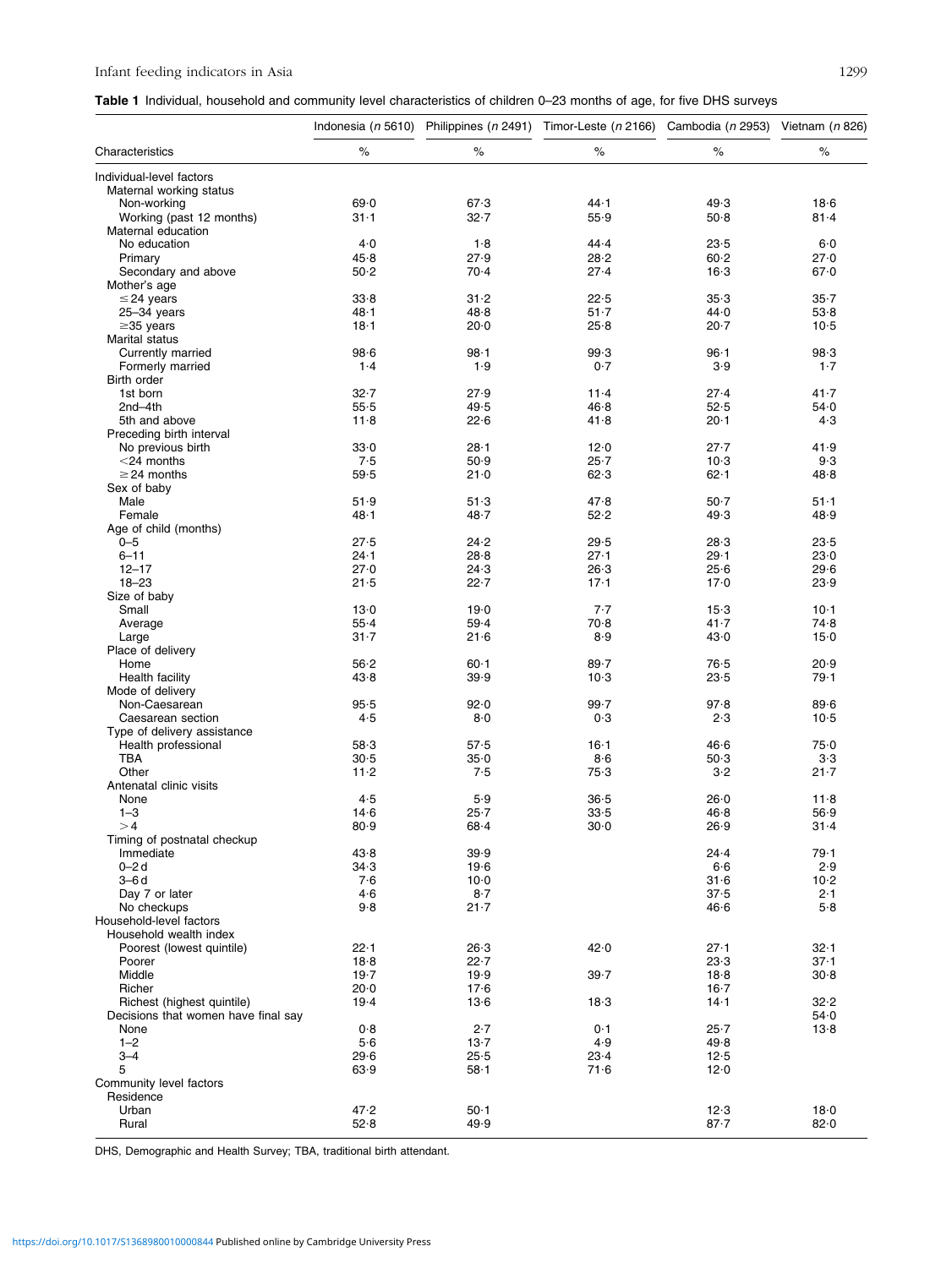**Table 1** Individual, household and community level characteristics of children 0–23 months of age, for five DHS surveys

| Characteristics | Indonesia (n 5610) | Philippines (n 2491) | Timor-Leste (n 2166) | Cambodia (n 2953) | Vietnam (n 826) |
|---|---|---|---|---|---|
| | % | % | % | % | % |
| Individual-level factors | | | | | |
| Maternal working status | | | | | |
| Non-working | 69·0 | 67·3 | 44·1 | 49·3 | 18·6 |
| Working (past 12 months) | 31·1 | 32·7 | 55·9 | 50·8 | 81·4 |
| Maternal education | | | | | |
| No education | 4·0 | 1·8 | 44·4 | 23·5 | 6·0 |
| Primary | 45·8 | 27·9 | 28·2 | 60·2 | 27·0 |
| Secondary and above | 50·2 | 70·4 | 27·4 | 16·3 | 67·0 |
| Mother's age | | | | | |
| ≤24 years | 33·8 | 31·2 | 22·5 | 35·3 | 35·7 |
| 25–34 years | 48·1 | 48·8 | 51·7 | 44·0 | 53·8 |
| ≥35 years | 18·1 | 20·0 | 25·8 | 20·7 | 10·5 |
| Marital status | | | | | |
| Currently married | 98·6 | 98·1 | 99·3 | 96·1 | 98·3 |
| Formerly married | 1·4 | 1·9 | 0·7 | 3·9 | 1·7 |
| Birth order | | | | | |
| 1st born | 32·7 | 27·9 | 11·4 | 27·4 | 41·7 |
| 2nd–4th | 55·5 | 49·5 | 46·8 | 52·5 | 54·0 |
| 5th and above | 11·8 | 22·6 | 41·8 | 20·1 | 4·3 |
| Preceding birth interval | | | | | |
| No previous birth | 33·0 | 28·1 | 12·0 | 27·7 | 41·9 |
| <24 months | 7·5 | 50·9 | 25·7 | 10·3 | 9·3 |
| ≥24 months | 59·5 | 21·0 | 62·3 | 62·1 | 48·8 |
| Sex of baby | | | | | |
| Male | 51·9 | 51·3 | 47·8 | 50·7 | 51·1 |
| Female | 48·1 | 48·7 | 52·2 | 49·3 | 48·9 |
| Age of child (months) | | | | | |
| 0–5 | 27·5 | 24·2 | 29·5 | 28·3 | 23·5 |
| 6–11 | 24·1 | 28·8 | 27·1 | 29·1 | 23·0 |
| 12–17 | 27·0 | 24·3 | 26·3 | 25·6 | 29·6 |
| 18–23 | 21·5 | 22·7 | 17·1 | 17·0 | 23·9 |
| Size of baby | | | | | |
| Small | 13·0 | 19·0 | 7·7 | 15·3 | 10·1 |
| Average | 55·4 | 59·4 | 70·8 | 41·7 | 74·8 |
| Large | 31·7 | 21·6 | 8·9 | 43·0 | 15·0 |
| Place of delivery | | | | | |
| Home | 56·2 | 60·1 | 89·7 | 76·5 | 20·9 |
| Health facility | 43·8 | 39·9 | 10·3 | 23·5 | 79·1 |
| Mode of delivery | | | | | |
| Non-Caesarean | 95·5 | 92·0 | 99·7 | 97·8 | 89·6 |
| Caesarean section | 4·5 | 8·0 | 0·3 | 2·3 | 10·5 |
| Type of delivery assistance | | | | | |
| Health professional | 58·3 | 57·5 | 16·1 | 46·6 | 75·0 |
| TBA | 30·5 | 35·0 | 8·6 | 50·3 | 3·3 |
| Other | 11·2 | 7·5 | 75·3 | 3·2 | 21·7 |
| Antenatal clinic visits | | | | | |
| None | 4·5 | 5·9 | 36·5 | 26·0 | 11·8 |
| 1–3 | 14·6 | 25·7 | 33·5 | 46·8 | 56·9 |
| >4 | 80·9 | 68·4 | 30·0 | 26·9 | 31·4 |
| Timing of postnatal checkup | | | | | |
| Immediate | 43·8 | 39·9 | | 24·4 | 79·1 |
| 0–2 d | 34·3 | 19·6 | | 6·6 | 2·9 |
| 3–6 d | 7·6 | 10·0 | | 31·6 | 10·2 |
| Day 7 or later | 4·6 | 8·7 | | 37·5 | 2·1 |
| No checkups | 9·8 | 21·7 | | 46·6 | 5·8 |
| Household-level factors | | | | | |
| Household wealth index | | | | | |
| Poorest (lowest quintile) | 22·1 | 26·3 | 42·0 | 27·1 | 32·1 |
| Poorer | 18·8 | 22·7 | | 23·3 | 37·1 |
| Middle | 19·7 | 19·9 | 39·7 | 18·8 | 30·8 |
| Richer | 20·0 | 17·6 | | 16·7 | |
| Richest (highest quintile) | 19·4 | 13·6 | 18·3 | 14·1 | 32·2 |
| Decisions that women have final say | | | | | 54·0 |
| None | 0·8 | 2·7 | 0·1 | 25·7 | 13·8 |
| 1–2 | 5·6 | 13·7 | 4·9 | 49·8 | |
| 3–4 | 29·6 | 25·5 | 23·4 | 12·5 | |
| 5 | 63·9 | 58·1 | 71·6 | 12·0 | |
| Community level factors | | | | | |
| Residence | | | | | |
| Urban | 47·2 | 50·1 | | 12·3 | 18·0 |
| Rural | 52·8 | 49·9 | | 87·7 | 82·0 |

DHS, Demographic and Health Survey; TBA, traditional birth attendant.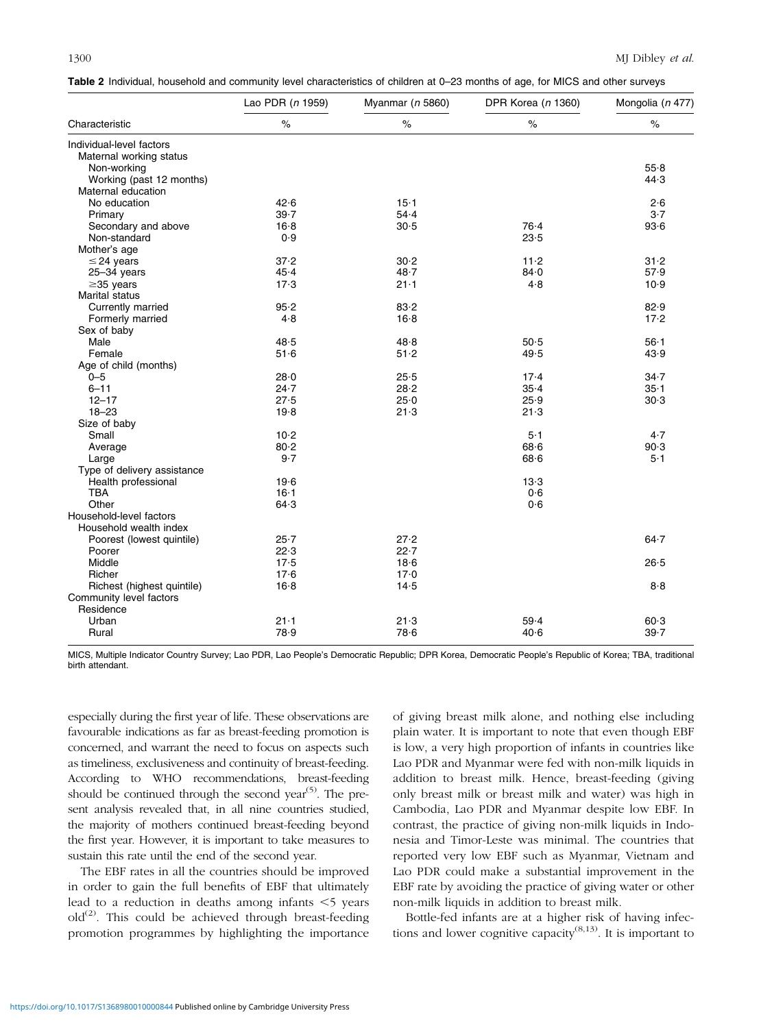**Table 2** Individual, household and community level characteristics of children at 0–23 months of age, for MICS and other surveys

| Characteristic | Lao PDR (*n* 1959) % | Myanmar (*n* 5860) % | DPR Korea (*n* 1360) % | Mongolia (*n* 477) % |
|---|---|---|---|---|
| Individual-level factors | | | | |
| Maternal working status | | | | |
| Non-working | | | | 55·8 |
| Working (past 12 months) | | | | 44·3 |
| Maternal education | | | | |
| No education | 42·6 | 15·1 | | 2·6 |
| Primary | 39·7 | 54·4 | | 3·7 |
| Secondary and above | 16·8 | 30·5 | 76·4 | 93·6 |
| Non-standard | 0·9 | | 23·5 | |
| Mother's age | | | | |
| ≤24 years | 37·2 | 30·2 | 11·2 | 31·2 |
| 25–34 years | 45·4 | 48·7 | 84·0 | 57·9 |
| ≥35 years | 17·3 | 21·1 | 4·8 | 10·9 |
| Marital status | | | | |
| Currently married | 95·2 | 83·2 | | 82·9 |
| Formerly married | 4·8 | 16·8 | | 17·2 |
| Sex of baby | | | | |
| Male | 48·5 | 48·8 | 50·5 | 56·1 |
| Female | 51·6 | 51·2 | 49·5 | 43·9 |
| Age of child (months) | | | | |
| 0–5 | 28·0 | 25·5 | 17·4 | 34·7 |
| 6–11 | 24·7 | 28·2 | 35·4 | 35·1 |
| 12–17 | 27·5 | 25·0 | 25·9 | 30·3 |
| 18–23 | 19·8 | 21·3 | 21·3 | |
| Size of baby | | | | |
| Small | 10·2 | | 5·1 | 4·7 |
| Average | 80·2 | | 68·6 | 90·3 |
| Large | 9·7 | | 68·6 | 5·1 |
| Type of delivery assistance | | | | |
| Health professional | 19·6 | | 13·3 | |
| TBA | 16·1 | | 0·6 | |
| Other | 64·3 | | 0·6 | |
| Household-level factors | | | | |
| Household wealth index | | | | |
| Poorest (lowest quintile) | 25·7 | 27·2 | | 64·7 |
| Poorer | 22·3 | 22·7 | | |
| Middle | 17·5 | 18·6 | | 26·5 |
| Richer | 17·6 | 17·0 | | |
| Richest (highest quintile) | 16·8 | 14·5 | | 8·8 |
| Community level factors | | | | |
| Residence | | | | |
| Urban | 21·1 | 21·3 | 59·4 | 60·3 |
| Rural | 78·9 | 78·6 | 40·6 | 39·7 |

MICS, Multiple Indicator Country Survey; Lao PDR, Lao People's Democratic Republic; DPR Korea, Democratic People's Republic of Korea; TBA, traditional birth attendant.

especially during the first year of life. These observations are favourable indications as far as breast-feeding promotion is concerned, and warrant the need to focus on aspects such as timeliness, exclusiveness and continuity of breast-feeding. According to WHO recommendations, breast-feeding should be continued through the second year[5]. The present analysis revealed that, in all nine countries studied, the majority of mothers continued breast-feeding beyond the first year. However, it is important to take measures to sustain this rate until the end of the second year.

The EBF rates in all the countries should be improved in order to gain the full benefits of EBF that ultimately lead to a reduction in deaths among infants <5 years old[2]. This could be achieved through breast-feeding promotion programmes by highlighting the importance of giving breast milk alone, and nothing else including plain water. It is important to note that even though EBF is low, a very high proportion of infants in countries like Lao PDR and Myanmar were fed with non-milk liquids in addition to breast milk. Hence, breast-feeding (giving only breast milk or breast milk and water) was high in Cambodia, Lao PDR and Myanmar despite low EBF. In contrast, the practice of giving non-milk liquids in Indonesia and Timor-Leste was minimal. The countries that reported very low EBF such as Myanmar, Vietnam and Lao PDR could make a substantial improvement in the EBF rate by avoiding the practice of giving water or other non-milk liquids in addition to breast milk.

Bottle-fed infants are at a higher risk of having infections and lower cognitive capacity[8,13]. It is important to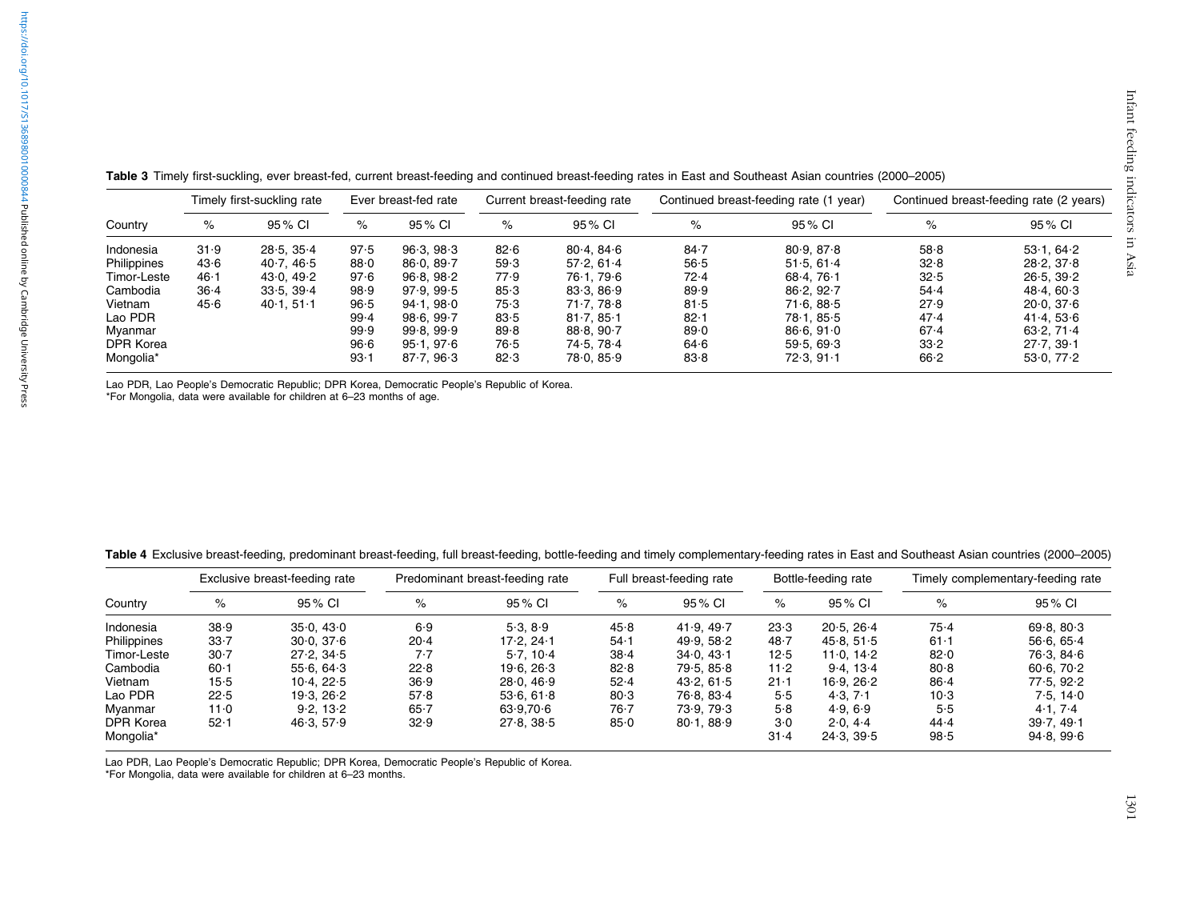**Table 3** Timely first-suckling, ever breast-fed, current breast-feeding and continued breast-feeding rates in East and Southeast Asian countries (2000–2005)

| Country | Timely first-suckling rate | | Ever breast-fed rate | | Current breast-feeding rate | | Continued breast-feeding rate (1 year) | | Continued breast-feeding rate (2 years) | |
|---|---|---|---|---|---|---|---|---|---|---|
| | % | 95 % CI | % | 95 % CI | % | 95 % CI | % | 95 % CI | % | 95 % CI |
| Indonesia | 31·9 | 28·5, 35·4 | 97·5 | 96·3, 98·3 | 82·6 | 80·4, 84·6 | 84·7 | 80·9, 87·8 | 58·8 | 53·1, 64·2 |
| Philippines | 43·6 | 40·7, 46·5 | 88·0 | 86·0, 89·7 | 59·3 | 57·2, 61·4 | 56·5 | 51·5, 61·4 | 32·8 | 28·2, 37·8 |
| Timor-Leste | 46·1 | 43·0, 49·2 | 97·6 | 96·8, 98·2 | 77·9 | 76·1, 79·6 | 72·4 | 68·4, 76·1 | 32·5 | 26·5, 39·2 |
| Cambodia | 36·4 | 33·5, 39·4 | 98·9 | 97·9, 99·5 | 85·3 | 83·3, 86·9 | 89·9 | 86·2, 92·7 | 54·4 | 48·4, 60·3 |
| Vietnam | 45·6 | 40·1, 51·1 | 96·5 | 94·1, 98·0 | 75·3 | 71·7, 78·8 | 81·5 | 71·6, 88·5 | 27·9 | 20·0, 37·6 |
| Lao PDR | | | 99·4 | 98·6, 99·7 | 83·5 | 81·7, 85·1 | 82·1 | 78·1, 85·5 | 47·4 | 41·4, 53·6 |
| Myanmar | | | 99·9 | 99·8, 99·9 | 89·8 | 88·8, 90·7 | 89·0 | 86·6, 91·0 | 67·4 | 63·2, 71·4 |
| DPR Korea | | | 96·6 | 95·1, 97·6 | 76·5 | 74·5, 78·4 | 64·6 | 59·5, 69·3 | 33·2 | 27·7, 39·1 |
| Mongolia* | | | 93·1 | 87·7, 96·3 | 82·3 | 78·0, 85·9 | 83·8 | 72·3, 91·1 | 66·2 | 53·0, 77·2 |

Lao PDR, Lao People's Democratic Republic; DPR Korea, Democratic People's Republic of Korea.
*For Mongolia, data were available for children at 6–23 months of age.

**Table 4** Exclusive breast-feeding, predominant breast-feeding, full breast-feeding, bottle-feeding and timely complementary-feeding rates in East and Southeast Asian countries (2000–2005)

| Country | Exclusive breast-feeding rate | | Predominant breast-feeding rate | | Full breast-feeding rate | | Bottle-feeding rate | | Timely complementary-feeding rate | |
|---|---|---|---|---|---|---|---|---|---|---|
| | % | 95 % CI | % | 95 % CI | % | 95 % CI | % | 95 % CI | % | 95 % CI |
| Indonesia | 38·9 | 35·0, 43·0 | 6·9 | 5·3, 8·9 | 45·8 | 41·9, 49·7 | 23·3 | 20·5, 26·4 | 75·4 | 69·8, 80·3 |
| Philippines | 33·7 | 30·0, 37·6 | 20·4 | 17·2, 24·1 | 54·1 | 49·9, 58·2 | 48·7 | 45·8, 51·5 | 61·1 | 56·6, 65·4 |
| Timor-Leste | 30·7 | 27·2, 34·5 | 7·7 | 5·7, 10·4 | 38·4 | 34·0, 43·1 | 12·5 | 11·0, 14·2 | 82·0 | 76·3, 84·6 |
| Cambodia | 60·1 | 55·6, 64·3 | 22·8 | 19·6, 26·3 | 82·8 | 79·5, 85·8 | 11·2 | 9·4, 13·4 | 80·8 | 60·6, 70·2 |
| Vietnam | 15·5 | 10·4, 22·5 | 36·9 | 28·0, 46·9 | 52·4 | 43·2, 61·5 | 21·1 | 16·9, 26·2 | 86·4 | 77·5, 92·2 |
| Lao PDR | 22·5 | 19·3, 26·2 | 57·8 | 53·6, 61·8 | 80·3 | 76·8, 83·4 | 5·5 | 4·3, 7·1 | 10·3 | 7·5, 14·0 |
| Myanmar | 11·0 | 9·2, 13·2 | 65·7 | 63·9,70·6 | 76·7 | 73·9, 79·3 | 5·8 | 4·9, 6·9 | 5·5 | 4·1, 7·4 |
| DPR Korea | 52·1 | 46·3, 57·9 | 32·9 | 27·8, 38·5 | 85·0 | 80·1, 88·9 | 3·0 | 2·0, 4·4 | 44·4 | 39·7, 49·1 |
| Mongolia* | | | | | | | 31·4 | 24·3, 39·5 | 98·5 | 94·8, 99·6 |

Lao PDR, Lao People's Democratic Republic; DPR Korea, Democratic People's Republic of Korea.
*For Mongolia, data were available for children at 6–23 months.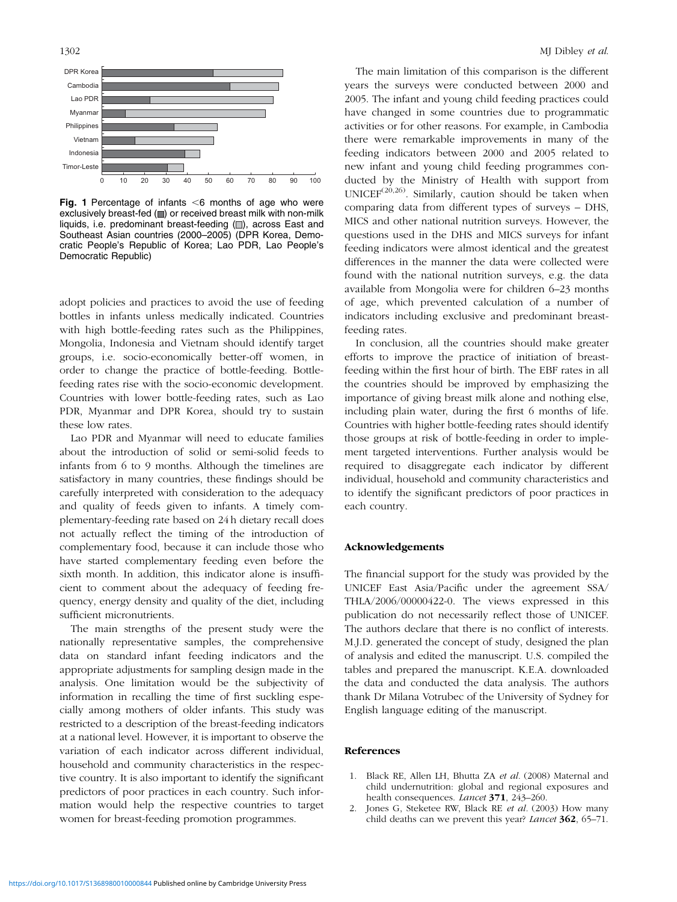**Fig. 1** Percentage of infants <6 months of age who were exclusively breast-fed (■) or received breast milk with non-milk liquids, i.e. predominant breast-feeding (□), across East and Southeast Asian countries (2000–2005) (DPR Korea, Democratic People's Republic of Korea; Lao PDR, Lao People's Democratic Republic)

adopt policies and practices to avoid the use of feeding bottles in infants unless medically indicated. Countries with high bottle-feeding rates such as the Philippines, Mongolia, Indonesia and Vietnam should identify target groups, i.e. socio-economically better-off women, in order to change the practice of bottle-feeding. Bottle-feeding rates rise with the socio-economic development. Countries with lower bottle-feeding rates, such as Lao PDR, Myanmar and DPR Korea, should try to sustain these low rates.

Lao PDR and Myanmar will need to educate families about the introduction of solid or semi-solid feeds to infants from 6 to 9 months. Although the timelines are satisfactory in many countries, these findings should be carefully interpreted with consideration to the adequacy and quality of feeds given to infants. A timely complementary-feeding rate based on 24 h dietary recall does not actually reflect the timing of the introduction of complementary food, because it can include those who have started complementary feeding even before the sixth month. In addition, this indicator alone is insufficient to comment about the adequacy of feeding frequency, energy density and quality of the diet, including sufficient micronutrients.

The main strengths of the present study were the nationally representative samples, the comprehensive data on standard infant feeding indicators and the appropriate adjustments for sampling design made in the analysis. One limitation would be the subjectivity of information in recalling the time of first suckling especially among mothers of older infants. This study was restricted to a description of the breast-feeding indicators at a national level. However, it is important to observe the variation of each indicator across different individual, household and community characteristics in the respective country. It is also important to identify the significant predictors of poor practices in each country. Such information would help the respective countries to target women for breast-feeding promotion programmes.

The main limitation of this comparison is the different years the surveys were conducted between 2000 and 2005. The infant and young child feeding practices could have changed in some countries due to programmatic activities or for other reasons. For example, in Cambodia there were remarkable improvements in many of the feeding indicators between 2000 and 2005 related to new infant and young child feeding programmes conducted by the Ministry of Health with support from UNICEF[20,26]. Similarly, caution should be taken when comparing data from different types of surveys – DHS, MICS and other national nutrition surveys. However, the questions used in the DHS and MICS surveys for infant feeding indicators were almost identical and the greatest differences in the manner the data were collected were found with the national nutrition surveys, e.g. the data available from Mongolia were for children 6–23 months of age, which prevented calculation of a number of indicators including exclusive and predominant breast-feeding rates.

In conclusion, all the countries should make greater efforts to improve the practice of initiation of breast-feeding within the first hour of birth. The EBF rates in all the countries should be improved by emphasizing the importance of giving breast milk alone and nothing else, including plain water, during the first 6 months of life. Countries with higher bottle-feeding rates should identify those groups at risk of bottle-feeding in order to implement targeted interventions. Further analysis would be required to disaggregate each indicator by different individual, household and community characteristics and to identify the significant predictors of poor practices in each country.

## Acknowledgements

The financial support for the study was provided by the UNICEF East Asia/Pacific under the agreement SSA/THLA/2006/00000422-0. The views expressed in this publication do not necessarily reflect those of UNICEF. The authors declare that there is no conflict of interests. M.J.D. generated the concept of study, designed the plan of analysis and edited the manuscript. U.S. compiled the tables and prepared the manuscript. K.E.A. downloaded the data and conducted the data analysis. The authors thank Dr Milana Votrubec of the University of Sydney for English language editing of the manuscript.

## References

1. Black RE, Allen LH, Bhutta ZA *et al.* (2008) Maternal and child undernutrition: global and regional exposures and health consequences. *Lancet* **371**, 243–260.
2. Jones G, Steketee RW, Black RE *et al.* (2003) How many child deaths can we prevent this year? *Lancet* **362**, 65–71.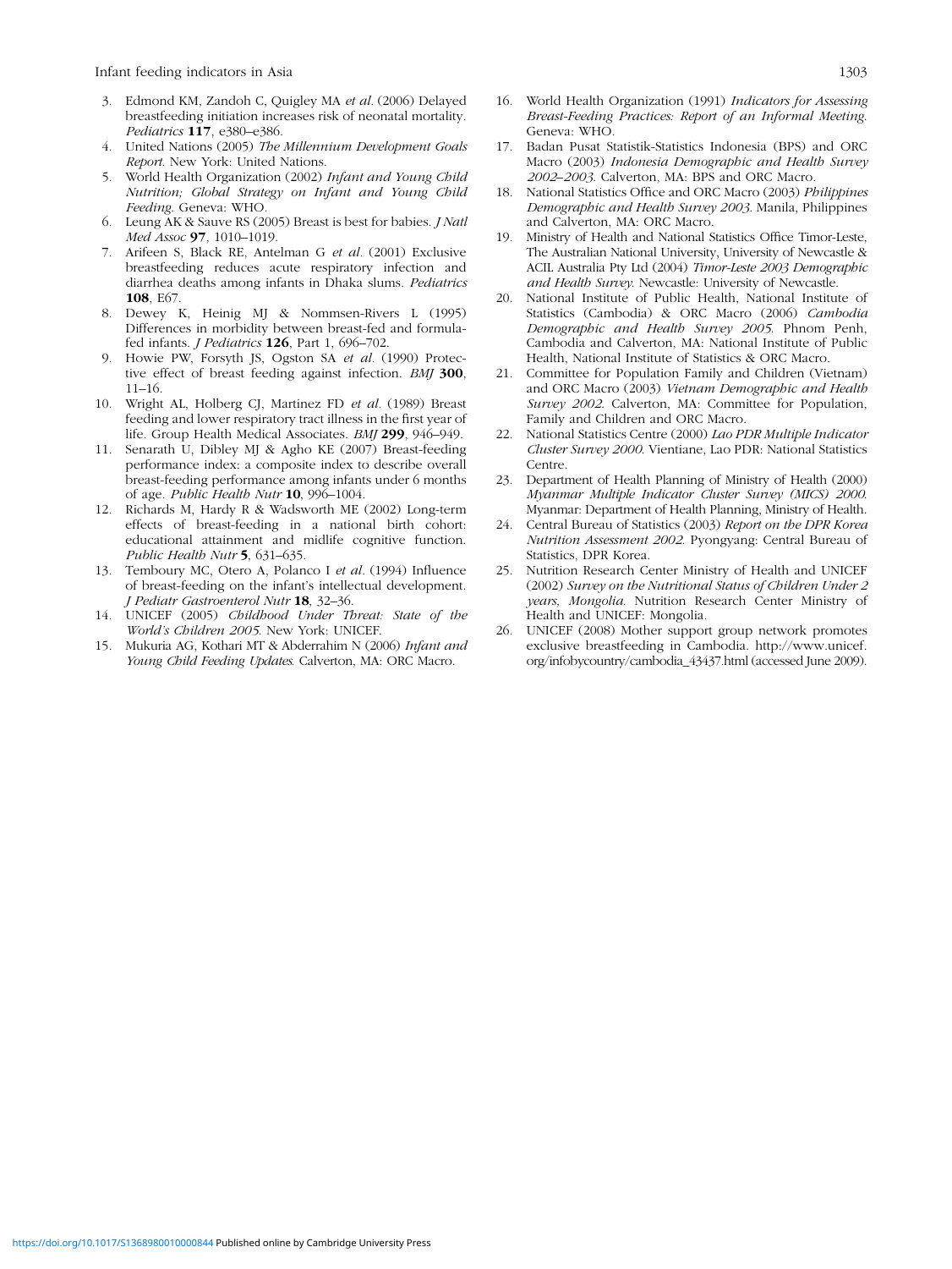3. Edmond KM, Zandoh C, Quigley MA *et al.* (2006) Delayed breastfeeding initiation increases risk of neonatal mortality. *Pediatrics* **117**, e380–e386.
4. United Nations (2005) *The Millennium Development Goals Report*. New York: United Nations.
5. World Health Organization (2002) *Infant and Young Child Nutrition; Global Strategy on Infant and Young Child Feeding*. Geneva: WHO.
6. Leung AK & Sauve RS (2005) Breast is best for babies. *J Natl Med Assoc* **97**, 1010–1019.
7. Arifeen S, Black RE, Antelman G *et al.* (2001) Exclusive breastfeeding reduces acute respiratory infection and diarrhea deaths among infants in Dhaka slums. *Pediatrics* **108**, E67.
8. Dewey K, Heinig MJ & Nommsen-Rivers L (1995) Differences in morbidity between breast-fed and formula-fed infants. *J Pediatrics* **126**, Part 1, 696–702.
9. Howie PW, Forsyth JS, Ogston SA *et al.* (1990) Protective effect of breast feeding against infection. *BMJ* **300**, 11–16.
10. Wright AL, Holberg CJ, Martinez FD *et al.* (1989) Breast feeding and lower respiratory tract illness in the first year of life. Group Health Medical Associates. *BMJ* **299**, 946–949.
11. Senarath U, Dibley MJ & Agho KE (2007) Breast-feeding performance index: a composite index to describe overall breast-feeding performance among infants under 6 months of age. *Public Health Nutr* **10**, 996–1004.
12. Richards M, Hardy R & Wadsworth ME (2002) Long-term effects of breast-feeding in a national birth cohort: educational attainment and midlife cognitive function. *Public Health Nutr* **5**, 631–635.
13. Temboury MC, Otero A, Polanco I *et al.* (1994) Influence of breast-feeding on the infant's intellectual development. *J Pediatr Gastroenterol Nutr* **18**, 32–36.
14. UNICEF (2005) *Childhood Under Threat: State of the World's Children 2005*. New York: UNICEF.
15. Mukuria AG, Kothari MT & Abderrahim N (2006) *Infant and Young Child Feeding Updates*. Calverton, MA: ORC Macro.
16. World Health Organization (1991) *Indicators for Assessing Breast-Feeding Practices: Report of an Informal Meeting*. Geneva: WHO.
17. Badan Pusat Statistik-Statistics Indonesia (BPS) and ORC Macro (2003) *Indonesia Demographic and Health Survey 2002–2003*. Calverton, MA: BPS and ORC Macro.
18. National Statistics Office and ORC Macro (2003) *Philippines Demographic and Health Survey 2003*. Manila, Philippines and Calverton, MA: ORC Macro.
19. Ministry of Health and National Statistics Office Timor-Leste, The Australian National University, University of Newcastle & ACIL Australia Pty Ltd (2004) *Timor-Leste 2003 Demographic and Health Survey*. Newcastle: University of Newcastle.
20. National Institute of Public Health, National Institute of Statistics (Cambodia) & ORC Macro (2006) *Cambodia Demographic and Health Survey 2005*. Phnom Penh, Cambodia and Calverton, MA: National Institute of Public Health, National Institute of Statistics & ORC Macro.
21. Committee for Population Family and Children (Vietnam) and ORC Macro (2003) *Vietnam Demographic and Health Survey 2002*. Calverton, MA: Committee for Population, Family and Children and ORC Macro.
22. National Statistics Centre (2000) *Lao PDR Multiple Indicator Cluster Survey 2000*. Vientiane, Lao PDR: National Statistics Centre.
23. Department of Health Planning of Ministry of Health (2000) *Myanmar Multiple Indicator Cluster Survey (MICS) 2000*. Myanmar: Department of Health Planning, Ministry of Health.
24. Central Bureau of Statistics (2003) *Report on the DPR Korea Nutrition Assessment 2002*. Pyongyang: Central Bureau of Statistics, DPR Korea.
25. Nutrition Research Center Ministry of Health and UNICEF (2002) *Survey on the Nutritional Status of Children Under 2 years, Mongolia*. Nutrition Research Center Ministry of Health and UNICEF: Mongolia.
26. UNICEF (2008) Mother support group network promotes exclusive breastfeeding in Cambodia. http://www.unicef.org/infobycountry/cambodia_43437.html (accessed June 2009).